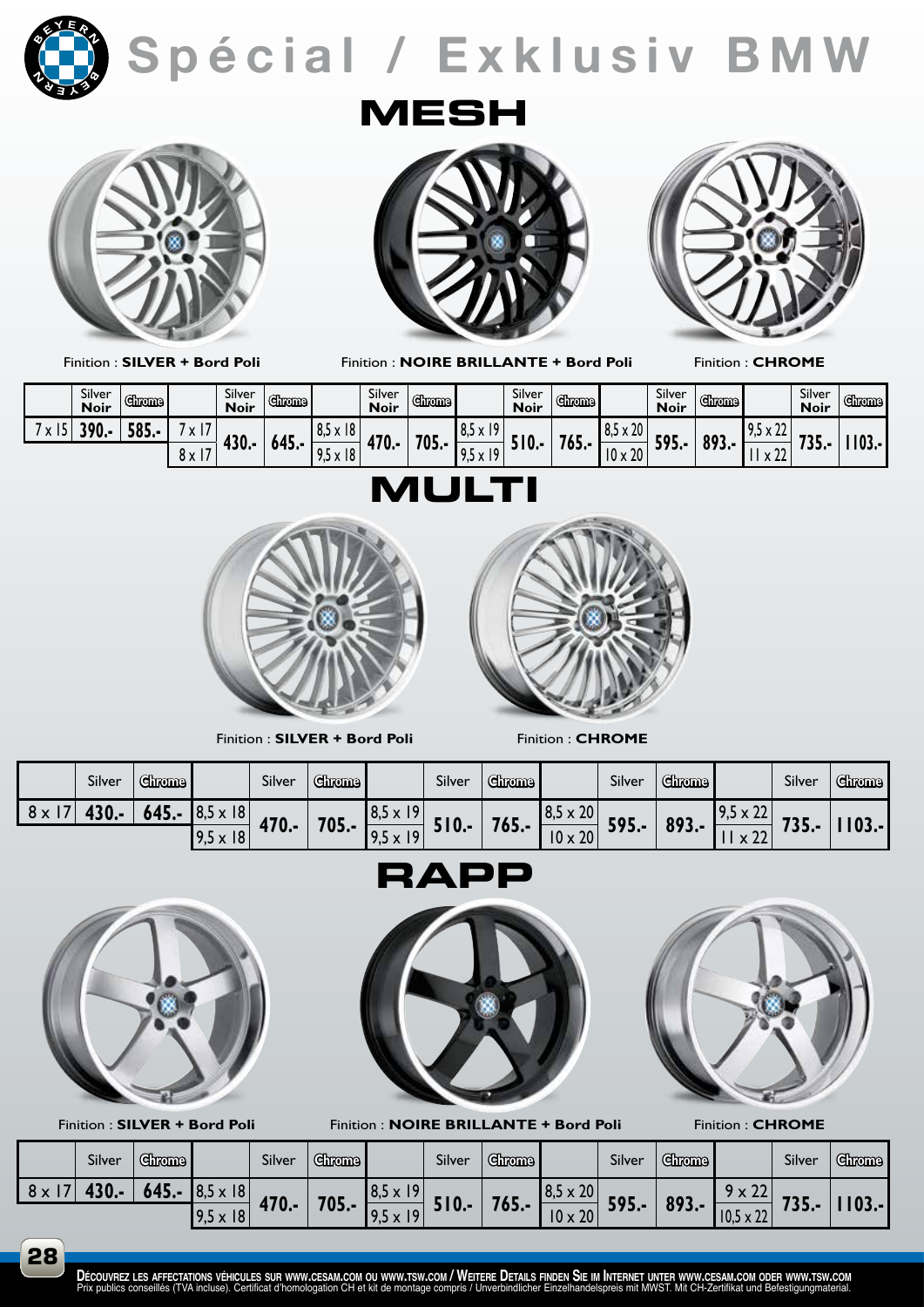# Spécial / Exklusiv BMW

## MESH

Finition : **SILVER + Bord Poli** Finition : **NOIRE BRILLANTE + Bord Poli** Finition : **CHROME**

| | Silver Noir | Chrome | | Silver Noir | Chrome | | Silver Noir | Chrome | | Silver Noir | Chrome | | Silver Noir | Chrome | | Silver Noir | Chrome |
|---|---|---|---|---|---|---|---|---|---|---|---|---|---|---|---|---|---|
| 7 x 15 | 390.- | 585.- | 7 x 17 / 8 x 17 | 430.- | 645.- | 8,5 x 18 / 9,5 x 18 | 470.- | 705.- | 8,5 x 19 / 9,5 x 19 | 510.- | 765.- | 8,5 x 20 / 10 x 20 | 595.- | 893.- | 9,5 x 22 / 11 x 22 | 735.- | 1103.- |

## MULTI

Finition : **SILVER + Bord Poli** Finition : **CHROME**

| | Silver | Chrome | | Silver | Chrome | | Silver | Chrome | | Silver | Chrome | | Silver | Chrome |
|---|---|---|---|---|---|---|---|---|---|---|---|---|---|---|
| 8 x 17 | 430.- | 645.- | 8,5 x 18 / 9,5 x 18 | 470.- | 705.- | 8,5 x 19 / 9,5 x 19 | 510.- | 765.- | 8,5 x 20 / 10 x 20 | 595.- | 893.- | 9,5 x 22 / 11 x 22 | 735.- | 1103.- |

## RAPP

Finition : **SILVER + Bord Poli** Finition : **NOIRE BRILLANTE + Bord Poli** Finition : **CHROME**

| | Silver | Chrome | | Silver | Chrome | | Silver | Chrome | | Silver | Chrome | | Silver | Chrome |
|---|---|---|---|---|---|---|---|---|---|---|---|---|---|---|
| 8 x 17 | 430.- | 645.- | 8,5 x 18 / 9,5 x 18 | 470.- | 705.- | 8,5 x 19 / 9,5 x 19 | 510.- | 765.- | 8,5 x 20 / 10 x 20 | 595.- | 893.- | 9 x 22 / 10,5 x 22 | 735.- | 1103.- |

DÉCOUVREZ LES AFFECTATIONS VÉHICULES SUR WWW.CESAM.COM OU WWW.TSW.COM / WEITERE DETAILS FINDEN SIE IM INTERNET UNTER WWW.CESAM.COM ODER WWW.TSW.COM
Prix publics conseillés (TVA incluse). Certificat d'homologation CH et kit de montage compris / Unverbindlicher Einzelhandelspreis mit MWST. Mit CH-Zertifikat und Befestigungmaterial.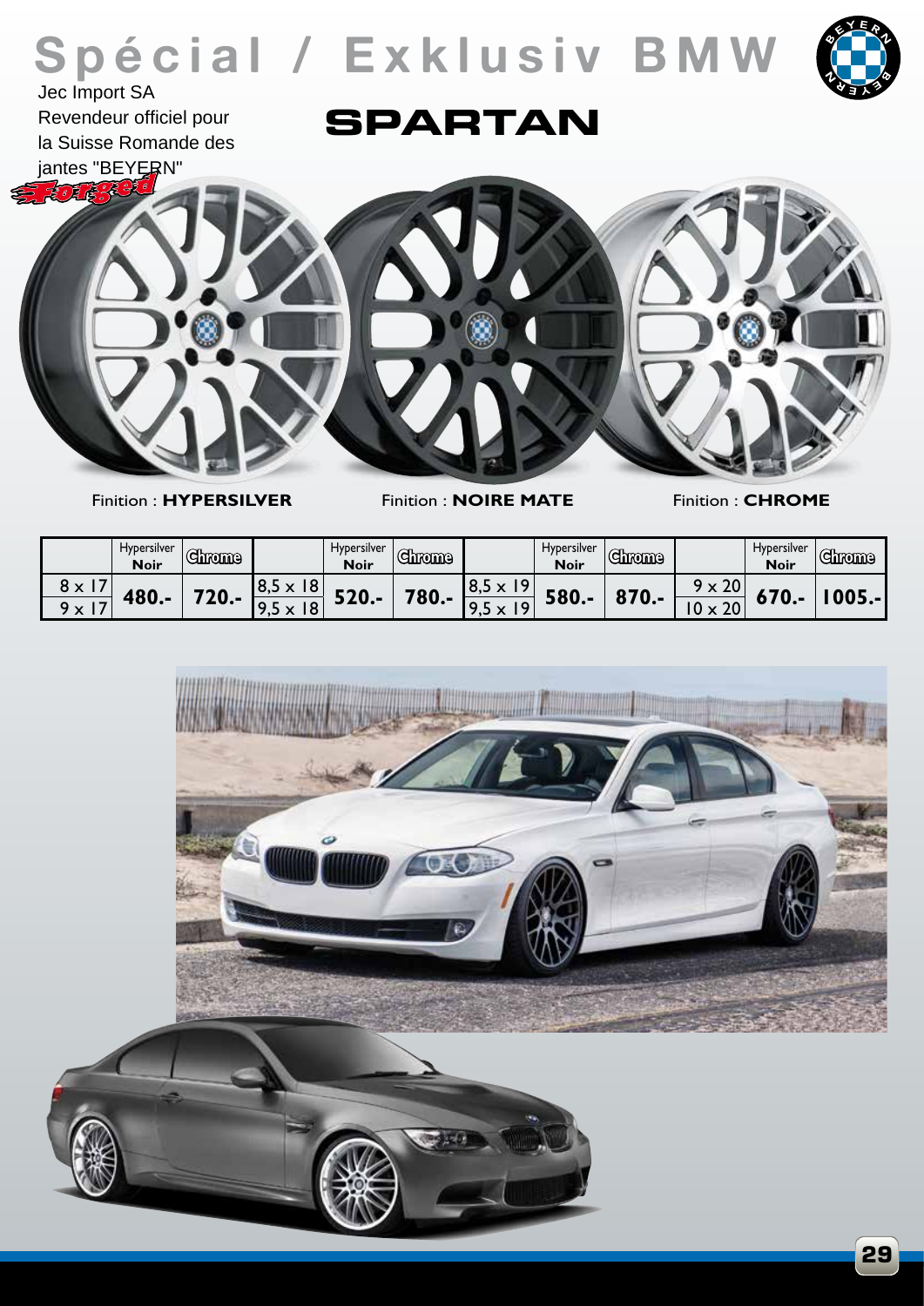# Spécial / Exklusiv BMW

Jec Import SA
Revendeur officiel pour la Suisse Romande des jantes "BEYERN"

## SPARTAN

Forged

Finition : **HYPERSILVER**

Finition : **NOIRE MATE**

Finition : **CHROME**

| | Hypersilver **Noir** | Chrome | | Hypersilver **Noir** | Chrome | | Hypersilver **Noir** | Chrome | | Hypersilver **Noir** | Chrome |
|---|---|---|---|---|---|---|---|---|---|---|---|
| 8 x 17 / 9 x 17 | **480.-** | **720.-** | 8,5 x 18 / 9,5 x 18 | **520.-** | **780.-** | 8,5 x 19 / 9,5 x 19 | **580.-** | **870.-** | 9 x 20 / 10 x 20 | **670.-** | **1005.-** |